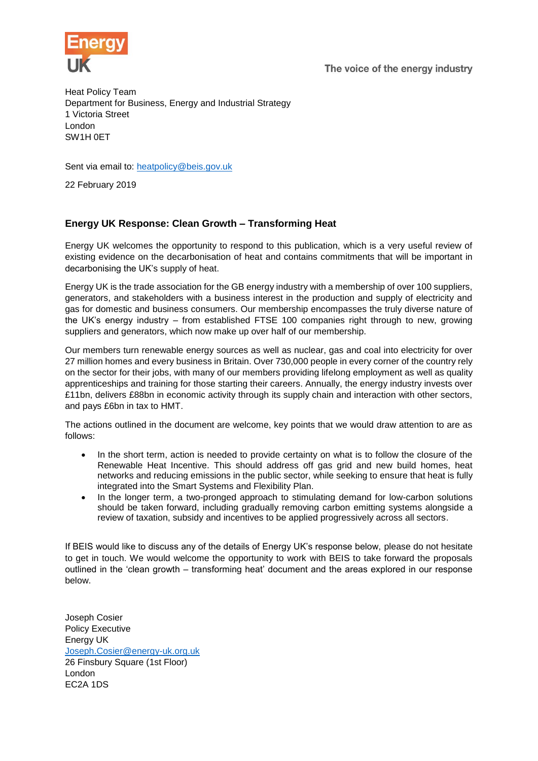Energy UK

The voice of the energy industry

Heat Policy Team  
Department for Business, Energy and Industrial Strategy  
1 Victoria Street  
London  
SW1H 0ET

Sent via email to: heatpolicy@beis.gov.uk

22 February 2019

## Energy UK Response: Clean Growth – Transforming Heat

Energy UK welcomes the opportunity to respond to this publication, which is a very useful review of existing evidence on the decarbonisation of heat and contains commitments that will be important in decarbonising the UK's supply of heat.

Energy UK is the trade association for the GB energy industry with a membership of over 100 suppliers, generators, and stakeholders with a business interest in the production and supply of electricity and gas for domestic and business consumers. Our membership encompasses the truly diverse nature of the UK's energy industry – from established FTSE 100 companies right through to new, growing suppliers and generators, which now make up over half of our membership.

Our members turn renewable energy sources as well as nuclear, gas and coal into electricity for over 27 million homes and every business in Britain. Over 730,000 people in every corner of the country rely on the sector for their jobs, with many of our members providing lifelong employment as well as quality apprenticeships and training for those starting their careers. Annually, the energy industry invests over £11bn, delivers £88bn in economic activity through its supply chain and interaction with other sectors, and pays £6bn in tax to HMT.

The actions outlined in the document are welcome, key points that we would draw attention to are as follows:

- In the short term, action is needed to provide certainty on what is to follow the closure of the Renewable Heat Incentive. This should address off gas grid and new build homes, heat networks and reducing emissions in the public sector, while seeking to ensure that heat is fully integrated into the Smart Systems and Flexibility Plan.
- In the longer term, a two-pronged approach to stimulating demand for low-carbon solutions should be taken forward, including gradually removing carbon emitting systems alongside a review of taxation, subsidy and incentives to be applied progressively across all sectors.

If BEIS would like to discuss any of the details of Energy UK's response below, please do not hesitate to get in touch. We would welcome the opportunity to work with BEIS to take forward the proposals outlined in the 'clean growth – transforming heat' document and the areas explored in our response below.

Joseph Cosier  
Policy Executive  
Energy UK  
Joseph.Cosier@energy-uk.org.uk  
26 Finsbury Square (1st Floor)  
London  
EC2A 1DS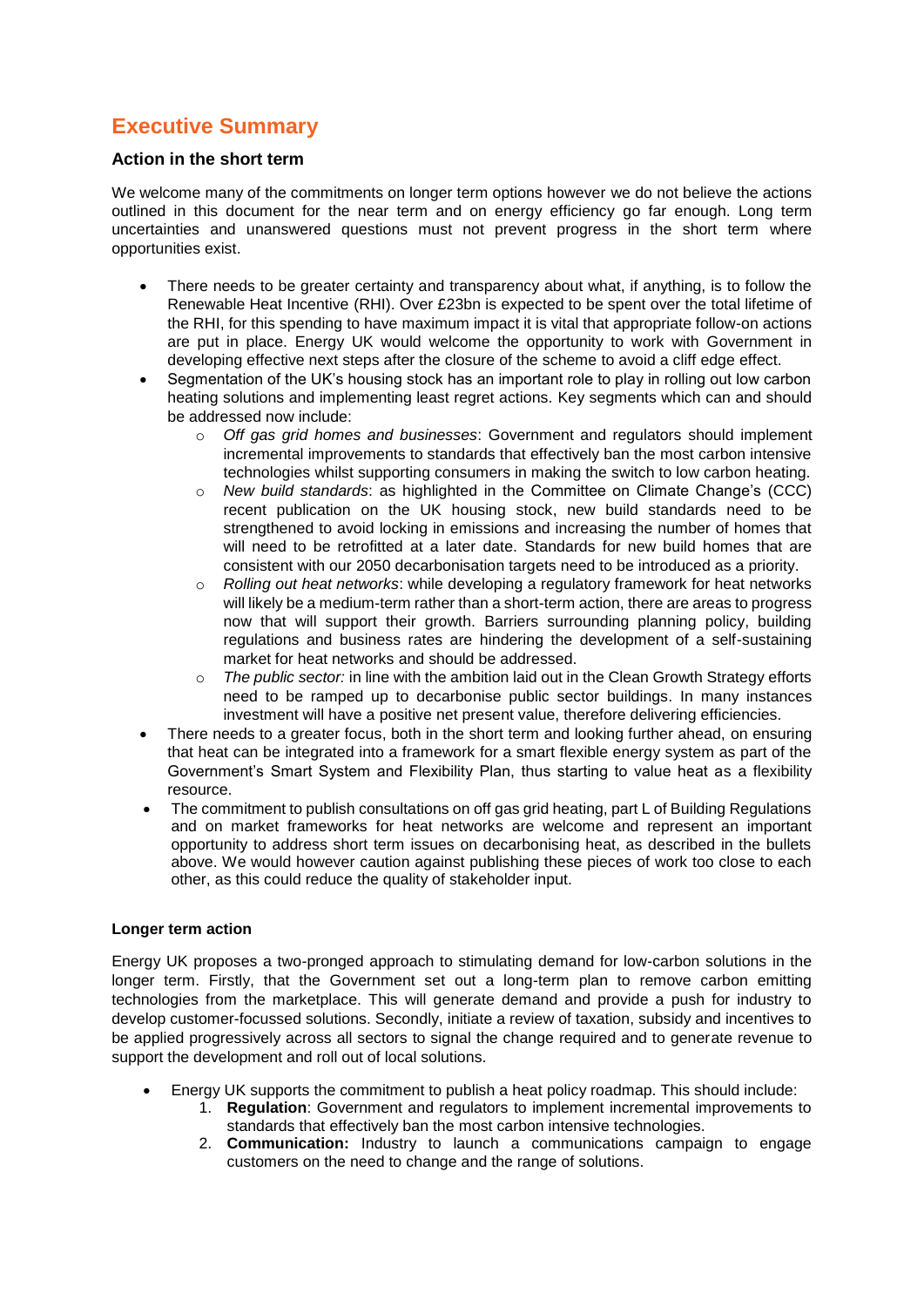# Executive Summary

## Action in the short term

We welcome many of the commitments on longer term options however we do not believe the actions outlined in this document for the near term and on energy efficiency go far enough. Long term uncertainties and unanswered questions must not prevent progress in the short term where opportunities exist.

- There needs to be greater certainty and transparency about what, if anything, is to follow the Renewable Heat Incentive (RHI). Over £23bn is expected to be spent over the total lifetime of the RHI, for this spending to have maximum impact it is vital that appropriate follow-on actions are put in place. Energy UK would welcome the opportunity to work with Government in developing effective next steps after the closure of the scheme to avoid a cliff edge effect.
- Segmentation of the UK's housing stock has an important role to play in rolling out low carbon heating solutions and implementing least regret actions. Key segments which can and should be addressed now include:
  - *Off gas grid homes and businesses*: Government and regulators should implement incremental improvements to standards that effectively ban the most carbon intensive technologies whilst supporting consumers in making the switch to low carbon heating.
  - *New build standards*: as highlighted in the Committee on Climate Change's (CCC) recent publication on the UK housing stock, new build standards need to be strengthened to avoid locking in emissions and increasing the number of homes that will need to be retrofitted at a later date. Standards for new build homes that are consistent with our 2050 decarbonisation targets need to be introduced as a priority.
  - *Rolling out heat networks*: while developing a regulatory framework for heat networks will likely be a medium-term rather than a short-term action, there are areas to progress now that will support their growth. Barriers surrounding planning policy, building regulations and business rates are hindering the development of a self-sustaining market for heat networks and should be addressed.
  - *The public sector:* in line with the ambition laid out in the Clean Growth Strategy efforts need to be ramped up to decarbonise public sector buildings. In many instances investment will have a positive net present value, therefore delivering efficiencies.
- There needs to a greater focus, both in the short term and looking further ahead, on ensuring that heat can be integrated into a framework for a smart flexible energy system as part of the Government's Smart System and Flexibility Plan, thus starting to value heat as a flexibility resource.
- The commitment to publish consultations on off gas grid heating, part L of Building Regulations and on market frameworks for heat networks are welcome and represent an important opportunity to address short term issues on decarbonising heat, as described in the bullets above. We would however caution against publishing these pieces of work too close to each other, as this could reduce the quality of stakeholder input.

### Longer term action

Energy UK proposes a two-pronged approach to stimulating demand for low-carbon solutions in the longer term. Firstly, that the Government set out a long-term plan to remove carbon emitting technologies from the marketplace. This will generate demand and provide a push for industry to develop customer-focussed solutions. Secondly, initiate a review of taxation, subsidy and incentives to be applied progressively across all sectors to signal the change required and to generate revenue to support the development and roll out of local solutions.

- Energy UK supports the commitment to publish a heat policy roadmap. This should include:
  1. **Regulation**: Government and regulators to implement incremental improvements to standards that effectively ban the most carbon intensive technologies.
  2. **Communication:** Industry to launch a communications campaign to engage customers on the need to change and the range of solutions.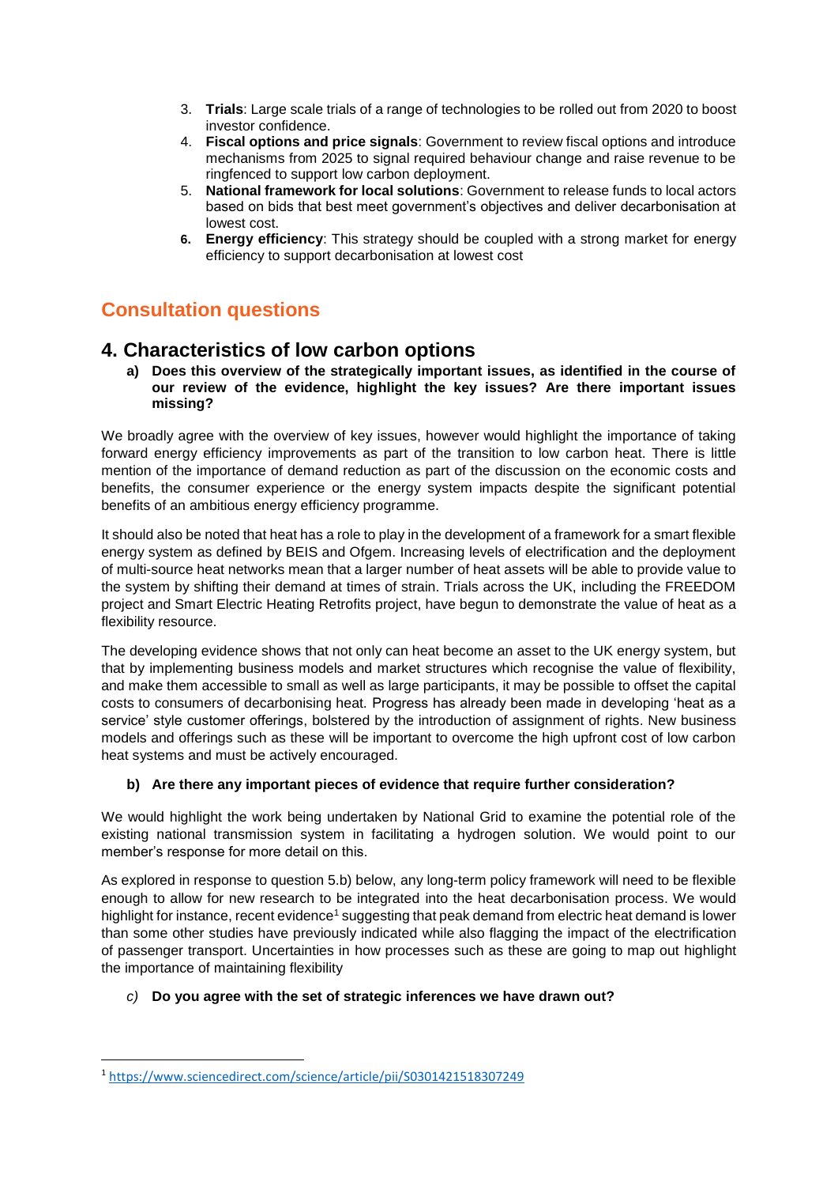3. **Trials**: Large scale trials of a range of technologies to be rolled out from 2020 to boost investor confidence.
4. **Fiscal options and price signals**: Government to review fiscal options and introduce mechanisms from 2025 to signal required behaviour change and raise revenue to be ringfenced to support low carbon deployment.
5. **National framework for local solutions**: Government to release funds to local actors based on bids that best meet government's objectives and deliver decarbonisation at lowest cost.
6. **Energy efficiency**: This strategy should be coupled with a strong market for energy efficiency to support decarbonisation at lowest cost

## Consultation questions

## 4. Characteristics of low carbon options

**a) Does this overview of the strategically important issues, as identified in the course of our review of the evidence, highlight the key issues? Are there important issues missing?**

We broadly agree with the overview of key issues, however would highlight the importance of taking forward energy efficiency improvements as part of the transition to low carbon heat. There is little mention of the importance of demand reduction as part of the discussion on the economic costs and benefits, the consumer experience or the energy system impacts despite the significant potential benefits of an ambitious energy efficiency programme.

It should also be noted that heat has a role to play in the development of a framework for a smart flexible energy system as defined by BEIS and Ofgem. Increasing levels of electrification and the deployment of multi-source heat networks mean that a larger number of heat assets will be able to provide value to the system by shifting their demand at times of strain. Trials across the UK, including the FREEDOM project and Smart Electric Heating Retrofits project, have begun to demonstrate the value of heat as a flexibility resource.

The developing evidence shows that not only can heat become an asset to the UK energy system, but that by implementing business models and market structures which recognise the value of flexibility, and make them accessible to small as well as large participants, it may be possible to offset the capital costs to consumers of decarbonising heat. Progress has already been made in developing 'heat as a service' style customer offerings, bolstered by the introduction of assignment of rights. New business models and offerings such as these will be important to overcome the high upfront cost of low carbon heat systems and must be actively encouraged.

**b) Are there any important pieces of evidence that require further consideration?**

We would highlight the work being undertaken by National Grid to examine the potential role of the existing national transmission system in facilitating a hydrogen solution. We would point to our member's response for more detail on this.

As explored in response to question 5.b) below, any long-term policy framework will need to be flexible enough to allow for new research to be integrated into the heat decarbonisation process. We would highlight for instance, recent evidence[1] suggesting that peak demand from electric heat demand is lower than some other studies have previously indicated while also flagging the impact of the electrification of passenger transport. Uncertainties in how processes such as these are going to map out highlight the importance of maintaining flexibility

*c)* **Do you agree with the set of strategic inferences we have drawn out?**

---

[1] https://www.sciencedirect.com/science/article/pii/S0301421518307249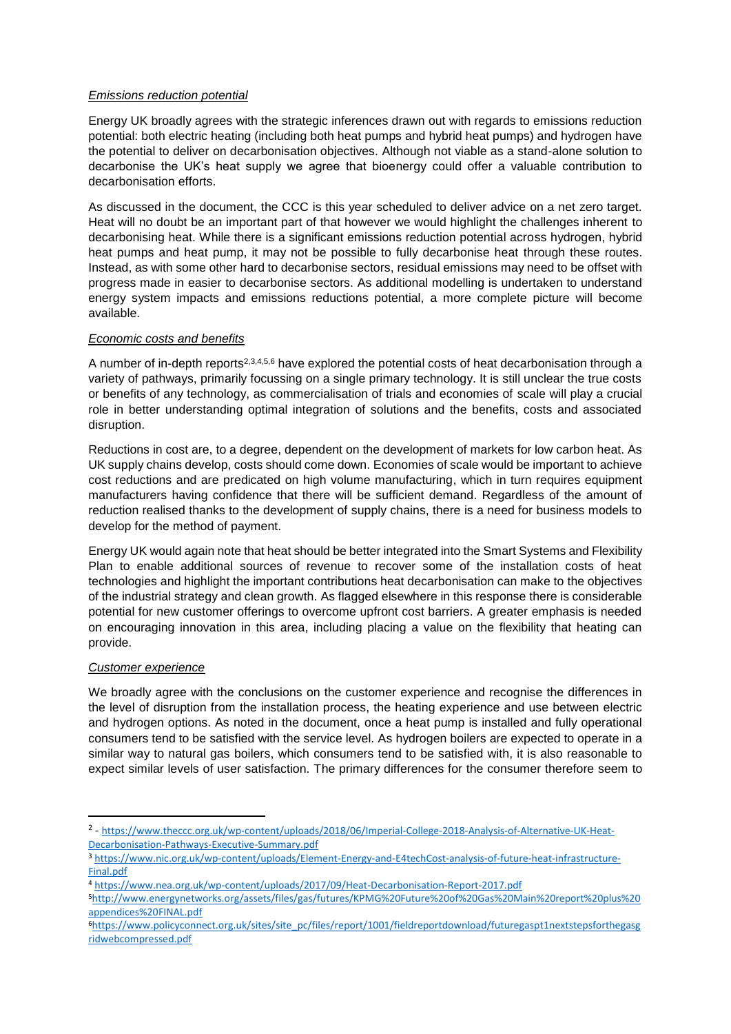*Emissions reduction potential*

Energy UK broadly agrees with the strategic inferences drawn out with regards to emissions reduction potential: both electric heating (including both heat pumps and hybrid heat pumps) and hydrogen have the potential to deliver on decarbonisation objectives. Although not viable as a stand-alone solution to decarbonise the UK's heat supply we agree that bioenergy could offer a valuable contribution to decarbonisation efforts.

As discussed in the document, the CCC is this year scheduled to deliver advice on a net zero target. Heat will no doubt be an important part of that however we would highlight the challenges inherent to decarbonising heat. While there is a significant emissions reduction potential across hydrogen, hybrid heat pumps and heat pump, it may not be possible to fully decarbonise heat through these routes. Instead, as with some other hard to decarbonise sectors, residual emissions may need to be offset with progress made in easier to decarbonise sectors. As additional modelling is undertaken to understand energy system impacts and emissions reductions potential, a more complete picture will become available.

*Economic costs and benefits*

A number of in-depth reports[2,3,4,5,6] have explored the potential costs of heat decarbonisation through a variety of pathways, primarily focussing on a single primary technology. It is still unclear the true costs or benefits of any technology, as commercialisation of trials and economies of scale will play a crucial role in better understanding optimal integration of solutions and the benefits, costs and associated disruption.

Reductions in cost are, to a degree, dependent on the development of markets for low carbon heat. As UK supply chains develop, costs should come down. Economies of scale would be important to achieve cost reductions and are predicated on high volume manufacturing, which in turn requires equipment manufacturers having confidence that there will be sufficient demand. Regardless of the amount of reduction realised thanks to the development of supply chains, there is a need for business models to develop for the method of payment.

Energy UK would again note that heat should be better integrated into the Smart Systems and Flexibility Plan to enable additional sources of revenue to recover some of the installation costs of heat technologies and highlight the important contributions heat decarbonisation can make to the objectives of the industrial strategy and clean growth. As flagged elsewhere in this response there is considerable potential for new customer offerings to overcome upfront cost barriers. A greater emphasis is needed on encouraging innovation in this area, including placing a value on the flexibility that heating can provide.

*Customer experience*

We broadly agree with the conclusions on the customer experience and recognise the differences in the level of disruption from the installation process, the heating experience and use between electric and hydrogen options. As noted in the document, once a heat pump is installed and fully operational consumers tend to be satisfied with the service level. As hydrogen boilers are expected to operate in a similar way to natural gas boilers, which consumers tend to be satisfied with, it is also reasonable to expect similar levels of user satisfaction. The primary differences for the consumer therefore seem to

---

[2] - https://www.theccc.org.uk/wp-content/uploads/2018/06/Imperial-College-2018-Analysis-of-Alternative-UK-Heat-Decarbonisation-Pathways-Executive-Summary.pdf

[3] https://www.nic.org.uk/wp-content/uploads/Element-Energy-and-E4techCost-analysis-of-future-heat-infrastructure-Final.pdf

[4] https://www.nea.org.uk/wp-content/uploads/2017/09/Heat-Decarbonisation-Report-2017.pdf

[5] http://www.energynetworks.org/assets/files/gas/futures/KPMG%20Future%20of%20Gas%20Main%20report%20plus%20appendices%20FINAL.pdf

[6] https://www.policyconnect.org.uk/sites/site_pc/files/report/1001/fieldreportdownload/futuregaspt1nextstepsforthegasgridwebcompressed.pdf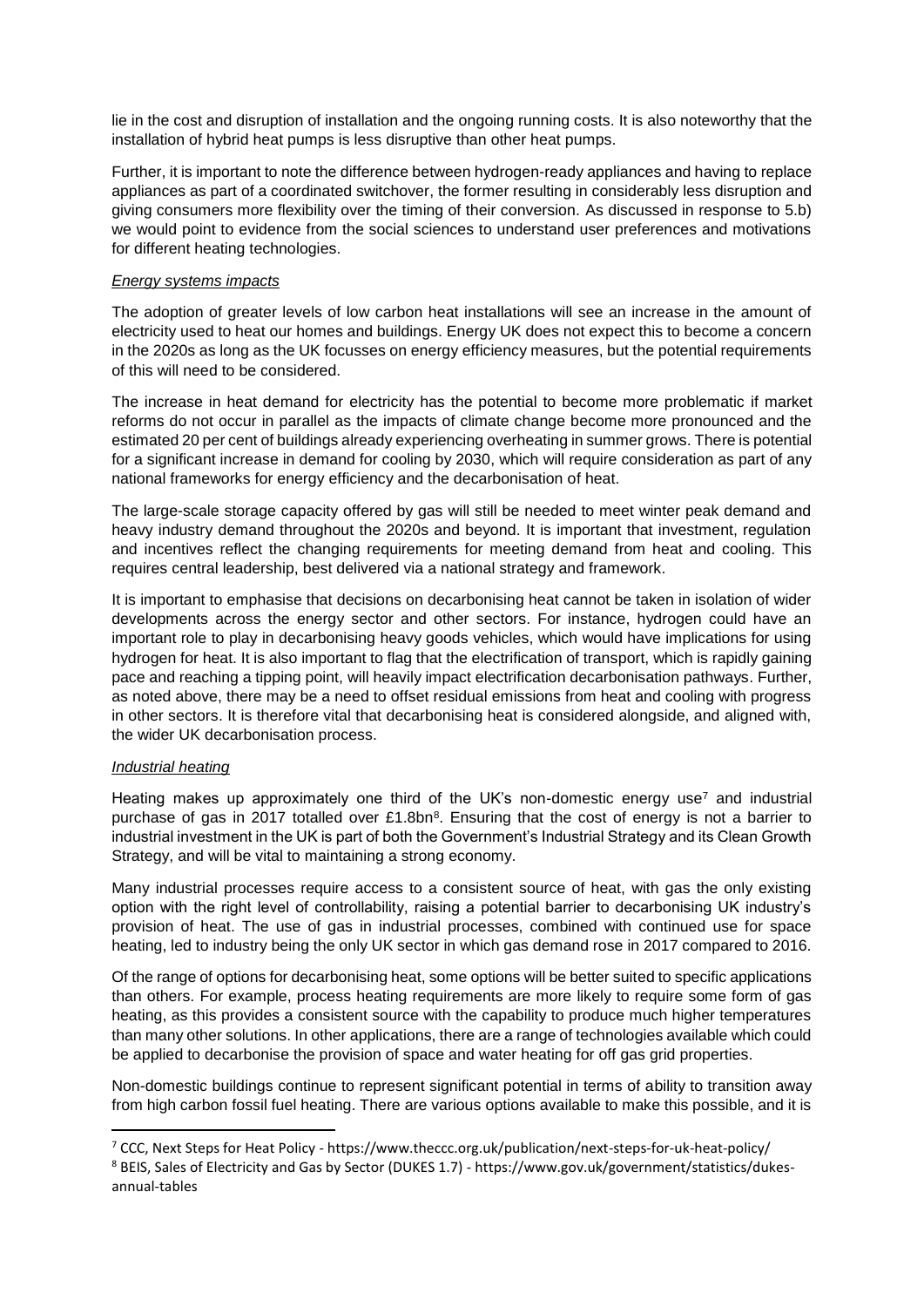lie in the cost and disruption of installation and the ongoing running costs. It is also noteworthy that the installation of hybrid heat pumps is less disruptive than other heat pumps.

Further, it is important to note the difference between hydrogen-ready appliances and having to replace appliances as part of a coordinated switchover, the former resulting in considerably less disruption and giving consumers more flexibility over the timing of their conversion. As discussed in response to 5.b) we would point to evidence from the social sciences to understand user preferences and motivations for different heating technologies.

*Energy systems impacts*

The adoption of greater levels of low carbon heat installations will see an increase in the amount of electricity used to heat our homes and buildings. Energy UK does not expect this to become a concern in the 2020s as long as the UK focusses on energy efficiency measures, but the potential requirements of this will need to be considered.

The increase in heat demand for electricity has the potential to become more problematic if market reforms do not occur in parallel as the impacts of climate change become more pronounced and the estimated 20 per cent of buildings already experiencing overheating in summer grows. There is potential for a significant increase in demand for cooling by 2030, which will require consideration as part of any national frameworks for energy efficiency and the decarbonisation of heat.

The large-scale storage capacity offered by gas will still be needed to meet winter peak demand and heavy industry demand throughout the 2020s and beyond. It is important that investment, regulation and incentives reflect the changing requirements for meeting demand from heat and cooling. This requires central leadership, best delivered via a national strategy and framework.

It is important to emphasise that decisions on decarbonising heat cannot be taken in isolation of wider developments across the energy sector and other sectors. For instance, hydrogen could have an important role to play in decarbonising heavy goods vehicles, which would have implications for using hydrogen for heat. It is also important to flag that the electrification of transport, which is rapidly gaining pace and reaching a tipping point, will heavily impact electrification decarbonisation pathways. Further, as noted above, there may be a need to offset residual emissions from heat and cooling with progress in other sectors. It is therefore vital that decarbonising heat is considered alongside, and aligned with, the wider UK decarbonisation process.

*Industrial heating*

Heating makes up approximately one third of the UK's non-domestic energy use[7] and industrial purchase of gas in 2017 totalled over £1.8bn[8]. Ensuring that the cost of energy is not a barrier to industrial investment in the UK is part of both the Government's Industrial Strategy and its Clean Growth Strategy, and will be vital to maintaining a strong economy.

Many industrial processes require access to a consistent source of heat, with gas the only existing option with the right level of controllability, raising a potential barrier to decarbonising UK industry's provision of heat. The use of gas in industrial processes, combined with continued use for space heating, led to industry being the only UK sector in which gas demand rose in 2017 compared to 2016.

Of the range of options for decarbonising heat, some options will be better suited to specific applications than others. For example, process heating requirements are more likely to require some form of gas heating, as this provides a consistent source with the capability to produce much higher temperatures than many other solutions. In other applications, there are a range of technologies available which could be applied to decarbonise the provision of space and water heating for off gas grid properties.

Non-domestic buildings continue to represent significant potential in terms of ability to transition away from high carbon fossil fuel heating. There are various options available to make this possible, and it is

---

[7] CCC, Next Steps for Heat Policy - https://www.theccc.org.uk/publication/next-steps-for-uk-heat-policy/

[8] BEIS, Sales of Electricity and Gas by Sector (DUKES 1.7) - https://www.gov.uk/government/statistics/dukes-annual-tables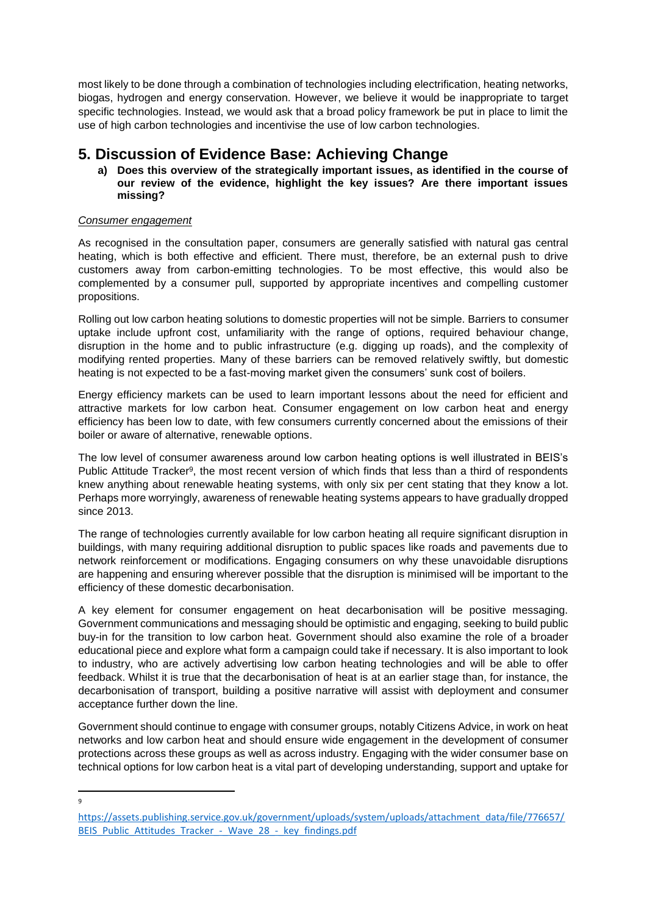most likely to be done through a combination of technologies including electrification, heating networks, biogas, hydrogen and energy conservation. However, we believe it would be inappropriate to target specific technologies. Instead, we would ask that a broad policy framework be put in place to limit the use of high carbon technologies and incentivise the use of low carbon technologies.

## 5. Discussion of Evidence Base: Achieving Change

**a) Does this overview of the strategically important issues, as identified in the course of our review of the evidence, highlight the key issues? Are there important issues missing?**

*Consumer engagement*

As recognised in the consultation paper, consumers are generally satisfied with natural gas central heating, which is both effective and efficient. There must, therefore, be an external push to drive customers away from carbon-emitting technologies. To be most effective, this would also be complemented by a consumer pull, supported by appropriate incentives and compelling customer propositions.

Rolling out low carbon heating solutions to domestic properties will not be simple. Barriers to consumer uptake include upfront cost, unfamiliarity with the range of options, required behaviour change, disruption in the home and to public infrastructure (e.g. digging up roads), and the complexity of modifying rented properties. Many of these barriers can be removed relatively swiftly, but domestic heating is not expected to be a fast-moving market given the consumers' sunk cost of boilers.

Energy efficiency markets can be used to learn important lessons about the need for efficient and attractive markets for low carbon heat. Consumer engagement on low carbon heat and energy efficiency has been low to date, with few consumers currently concerned about the emissions of their boiler or aware of alternative, renewable options.

The low level of consumer awareness around low carbon heating options is well illustrated in BEIS's Public Attitude Tracker[9], the most recent version of which finds that less than a third of respondents knew anything about renewable heating systems, with only six per cent stating that they know a lot. Perhaps more worryingly, awareness of renewable heating systems appears to have gradually dropped since 2013.

The range of technologies currently available for low carbon heating all require significant disruption in buildings, with many requiring additional disruption to public spaces like roads and pavements due to network reinforcement or modifications. Engaging consumers on why these unavoidable disruptions are happening and ensuring wherever possible that the disruption is minimised will be important to the efficiency of these domestic decarbonisation.

A key element for consumer engagement on heat decarbonisation will be positive messaging. Government communications and messaging should be optimistic and engaging, seeking to build public buy-in for the transition to low carbon heat. Government should also examine the role of a broader educational piece and explore what form a campaign could take if necessary. It is also important to look to industry, who are actively advertising low carbon heating technologies and will be able to offer feedback. Whilst it is true that the decarbonisation of heat is at an earlier stage than, for instance, the decarbonisation of transport, building a positive narrative will assist with deployment and consumer acceptance further down the line.

Government should continue to engage with consumer groups, notably Citizens Advice, in work on heat networks and low carbon heat and should ensure wide engagement in the development of consumer protections across these groups as well as across industry. Engaging with the wider consumer base on technical options for low carbon heat is a vital part of developing understanding, support and uptake for

---

[9] https://assets.publishing.service.gov.uk/government/uploads/system/uploads/attachment_data/file/776657/BEIS_Public_Attitudes_Tracker_-_Wave_28_-_key_findings.pdf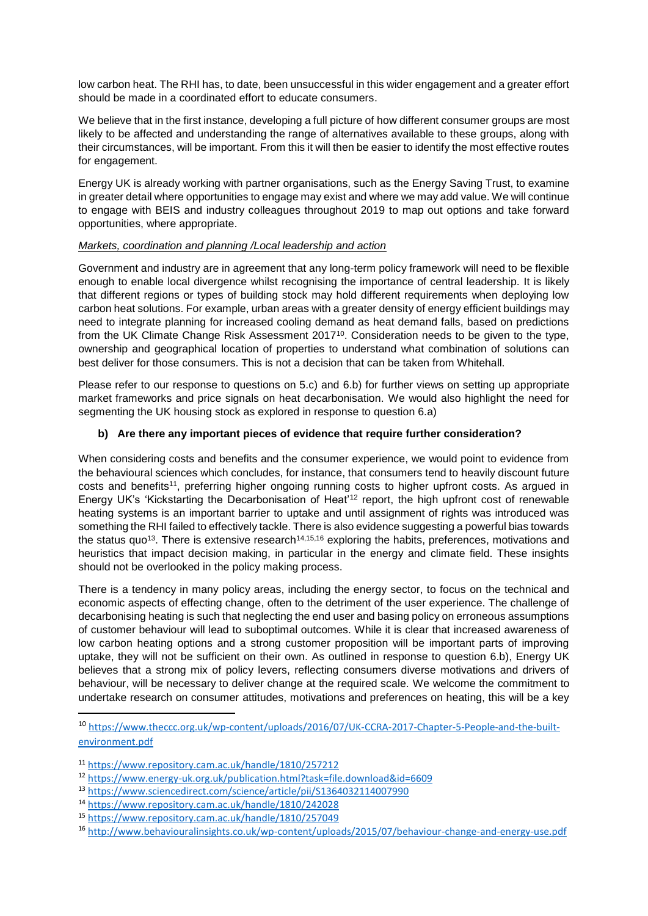low carbon heat. The RHI has, to date, been unsuccessful in this wider engagement and a greater effort should be made in a coordinated effort to educate consumers.

We believe that in the first instance, developing a full picture of how different consumer groups are most likely to be affected and understanding the range of alternatives available to these groups, along with their circumstances, will be important. From this it will then be easier to identify the most effective routes for engagement.

Energy UK is already working with partner organisations, such as the Energy Saving Trust, to examine in greater detail where opportunities to engage may exist and where we may add value. We will continue to engage with BEIS and industry colleagues throughout 2019 to map out options and take forward opportunities, where appropriate.

*Markets, coordination and planning /Local leadership and action*

Government and industry are in agreement that any long-term policy framework will need to be flexible enough to enable local divergence whilst recognising the importance of central leadership. It is likely that different regions or types of building stock may hold different requirements when deploying low carbon heat solutions. For example, urban areas with a greater density of energy efficient buildings may need to integrate planning for increased cooling demand as heat demand falls, based on predictions from the UK Climate Change Risk Assessment 2017[10]. Consideration needs to be given to the type, ownership and geographical location of properties to understand what combination of solutions can best deliver for those consumers. This is not a decision that can be taken from Whitehall.

Please refer to our response to questions on 5.c) and 6.b) for further views on setting up appropriate market frameworks and price signals on heat decarbonisation. We would also highlight the need for segmenting the UK housing stock as explored in response to question 6.a)

**b) Are there any important pieces of evidence that require further consideration?**

When considering costs and benefits and the consumer experience, we would point to evidence from the behavioural sciences which concludes, for instance, that consumers tend to heavily discount future costs and benefits[11], preferring higher ongoing running costs to higher upfront costs. As argued in Energy UK's 'Kickstarting the Decarbonisation of Heat'[12] report, the high upfront cost of renewable heating systems is an important barrier to uptake and until assignment of rights was introduced was something the RHI failed to effectively tackle. There is also evidence suggesting a powerful bias towards the status quo[13]. There is extensive research[14,15,16] exploring the habits, preferences, motivations and heuristics that impact decision making, in particular in the energy and climate field. These insights should not be overlooked in the policy making process.

There is a tendency in many policy areas, including the energy sector, to focus on the technical and economic aspects of effecting change, often to the detriment of the user experience. The challenge of decarbonising heating is such that neglecting the end user and basing policy on erroneous assumptions of customer behaviour will lead to suboptimal outcomes. While it is clear that increased awareness of low carbon heating options and a strong customer proposition will be important parts of improving uptake, they will not be sufficient on their own. As outlined in response to question 6.b), Energy UK believes that a strong mix of policy levers, reflecting consumers diverse motivations and drivers of behaviour, will be necessary to deliver change at the required scale. We welcome the commitment to undertake research on consumer attitudes, motivations and preferences on heating, this will be a key

---

[10] https://www.theccc.org.uk/wp-content/uploads/2016/07/UK-CCRA-2017-Chapter-5-People-and-the-built-environment.pdf

[11] https://www.repository.cam.ac.uk/handle/1810/257212

[12] https://www.energy-uk.org.uk/publication.html?task=file.download&id=6609

[13] https://www.sciencedirect.com/science/article/pii/S1364032114007990

[14] https://www.repository.cam.ac.uk/handle/1810/242028

[15] https://www.repository.cam.ac.uk/handle/1810/257049

[16] http://www.behaviouralinsights.co.uk/wp-content/uploads/2015/07/behaviour-change-and-energy-use.pdf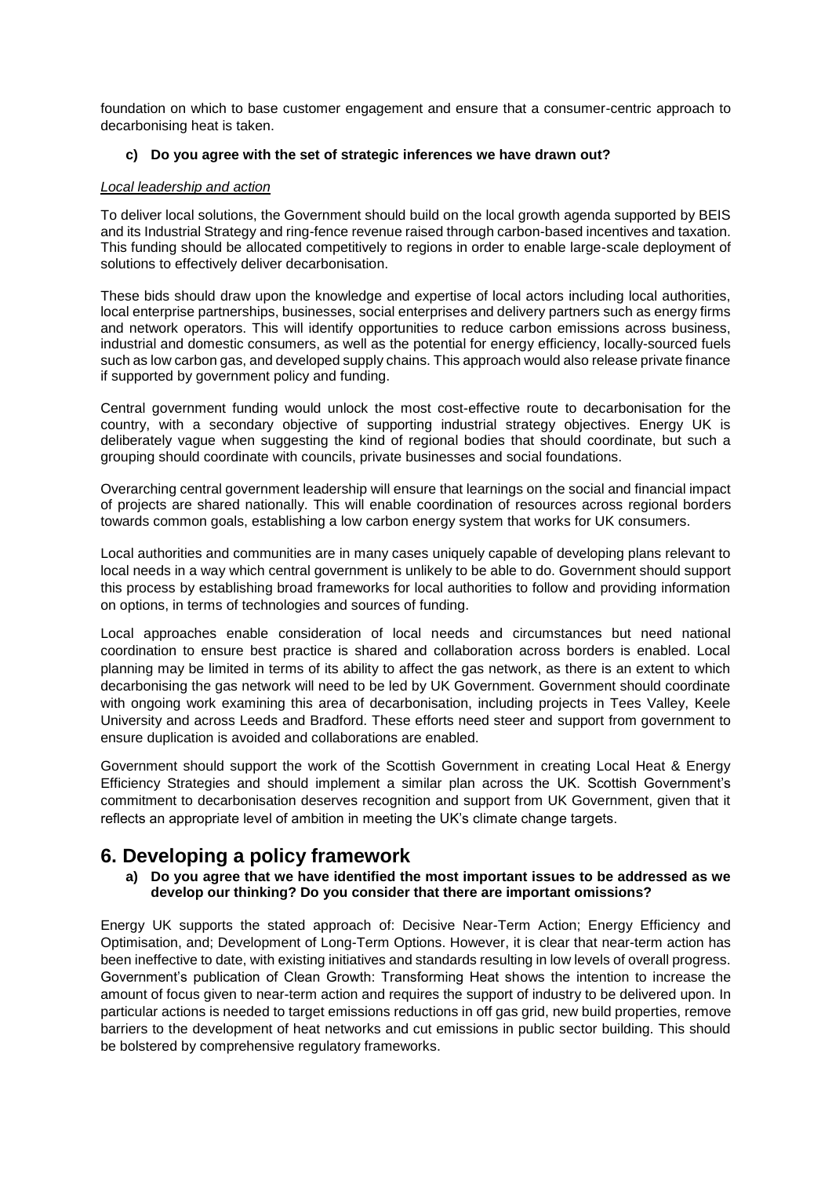foundation on which to base customer engagement and ensure that a consumer-centric approach to decarbonising heat is taken.

**c) Do you agree with the set of strategic inferences we have drawn out?**

*Local leadership and action*

To deliver local solutions, the Government should build on the local growth agenda supported by BEIS and its Industrial Strategy and ring-fence revenue raised through carbon-based incentives and taxation. This funding should be allocated competitively to regions in order to enable large-scale deployment of solutions to effectively deliver decarbonisation.

These bids should draw upon the knowledge and expertise of local actors including local authorities, local enterprise partnerships, businesses, social enterprises and delivery partners such as energy firms and network operators. This will identify opportunities to reduce carbon emissions across business, industrial and domestic consumers, as well as the potential for energy efficiency, locally-sourced fuels such as low carbon gas, and developed supply chains. This approach would also release private finance if supported by government policy and funding.

Central government funding would unlock the most cost-effective route to decarbonisation for the country, with a secondary objective of supporting industrial strategy objectives. Energy UK is deliberately vague when suggesting the kind of regional bodies that should coordinate, but such a grouping should coordinate with councils, private businesses and social foundations.

Overarching central government leadership will ensure that learnings on the social and financial impact of projects are shared nationally. This will enable coordination of resources across regional borders towards common goals, establishing a low carbon energy system that works for UK consumers.

Local authorities and communities are in many cases uniquely capable of developing plans relevant to local needs in a way which central government is unlikely to be able to do. Government should support this process by establishing broad frameworks for local authorities to follow and providing information on options, in terms of technologies and sources of funding.

Local approaches enable consideration of local needs and circumstances but need national coordination to ensure best practice is shared and collaboration across borders is enabled. Local planning may be limited in terms of its ability to affect the gas network, as there is an extent to which decarbonising the gas network will need to be led by UK Government. Government should coordinate with ongoing work examining this area of decarbonisation, including projects in Tees Valley, Keele University and across Leeds and Bradford. These efforts need steer and support from government to ensure duplication is avoided and collaborations are enabled.

Government should support the work of the Scottish Government in creating Local Heat & Energy Efficiency Strategies and should implement a similar plan across the UK. Scottish Government's commitment to decarbonisation deserves recognition and support from UK Government, given that it reflects an appropriate level of ambition in meeting the UK's climate change targets.

# 6. Developing a policy framework

**a) Do you agree that we have identified the most important issues to be addressed as we develop our thinking? Do you consider that there are important omissions?**

Energy UK supports the stated approach of: Decisive Near-Term Action; Energy Efficiency and Optimisation, and; Development of Long-Term Options. However, it is clear that near-term action has been ineffective to date, with existing initiatives and standards resulting in low levels of overall progress. Government's publication of Clean Growth: Transforming Heat shows the intention to increase the amount of focus given to near-term action and requires the support of industry to be delivered upon. In particular actions is needed to target emissions reductions in off gas grid, new build properties, remove barriers to the development of heat networks and cut emissions in public sector building. This should be bolstered by comprehensive regulatory frameworks.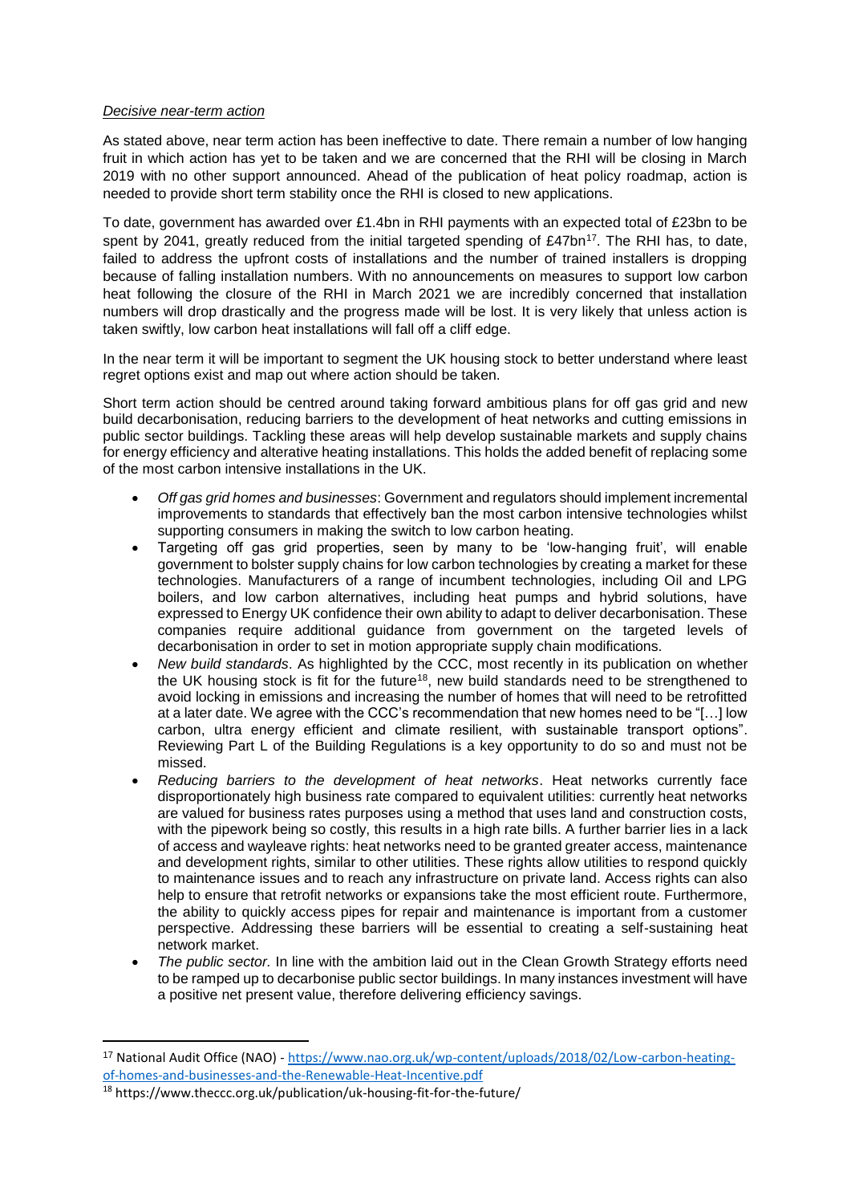*Decisive near-term action*

As stated above, near term action has been ineffective to date. There remain a number of low hanging fruit in which action has yet to be taken and we are concerned that the RHI will be closing in March 2019 with no other support announced. Ahead of the publication of heat policy roadmap, action is needed to provide short term stability once the RHI is closed to new applications.

To date, government has awarded over £1.4bn in RHI payments with an expected total of £23bn to be spent by 2041, greatly reduced from the initial targeted spending of £47bn[17]. The RHI has, to date, failed to address the upfront costs of installations and the number of trained installers is dropping because of falling installation numbers. With no announcements on measures to support low carbon heat following the closure of the RHI in March 2021 we are incredibly concerned that installation numbers will drop drastically and the progress made will be lost. It is very likely that unless action is taken swiftly, low carbon heat installations will fall off a cliff edge.

In the near term it will be important to segment the UK housing stock to better understand where least regret options exist and map out where action should be taken.

Short term action should be centred around taking forward ambitious plans for off gas grid and new build decarbonisation, reducing barriers to the development of heat networks and cutting emissions in public sector buildings. Tackling these areas will help develop sustainable markets and supply chains for energy efficiency and alterative heating installations. This holds the added benefit of replacing some of the most carbon intensive installations in the UK.

- *Off gas grid homes and businesses*: Government and regulators should implement incremental improvements to standards that effectively ban the most carbon intensive technologies whilst supporting consumers in making the switch to low carbon heating.
- Targeting off gas grid properties, seen by many to be 'low-hanging fruit', will enable government to bolster supply chains for low carbon technologies by creating a market for these technologies. Manufacturers of a range of incumbent technologies, including Oil and LPG boilers, and low carbon alternatives, including heat pumps and hybrid solutions, have expressed to Energy UK confidence their own ability to adapt to deliver decarbonisation. These companies require additional guidance from government on the targeted levels of decarbonisation in order to set in motion appropriate supply chain modifications.
- *New build standards*. As highlighted by the CCC, most recently in its publication on whether the UK housing stock is fit for the future[18], new build standards need to be strengthened to avoid locking in emissions and increasing the number of homes that will need to be retrofitted at a later date. We agree with the CCC's recommendation that new homes need to be "[…] low carbon, ultra energy efficient and climate resilient, with sustainable transport options". Reviewing Part L of the Building Regulations is a key opportunity to do so and must not be missed.
- *Reducing barriers to the development of heat networks*. Heat networks currently face disproportionately high business rate compared to equivalent utilities: currently heat networks are valued for business rates purposes using a method that uses land and construction costs, with the pipework being so costly, this results in a high rate bills. A further barrier lies in a lack of access and wayleave rights: heat networks need to be granted greater access, maintenance and development rights, similar to other utilities. These rights allow utilities to respond quickly to maintenance issues and to reach any infrastructure on private land. Access rights can also help to ensure that retrofit networks or expansions take the most efficient route. Furthermore, the ability to quickly access pipes for repair and maintenance is important from a customer perspective. Addressing these barriers will be essential to creating a self-sustaining heat network market.
- *The public sector.* In line with the ambition laid out in the Clean Growth Strategy efforts need to be ramped up to decarbonise public sector buildings. In many instances investment will have a positive net present value, therefore delivering efficiency savings.

---

[17] National Audit Office (NAO) - https://www.nao.org.uk/wp-content/uploads/2018/02/Low-carbon-heating-of-homes-and-businesses-and-the-Renewable-Heat-Incentive.pdf

[18] https://www.theccc.org.uk/publication/uk-housing-fit-for-the-future/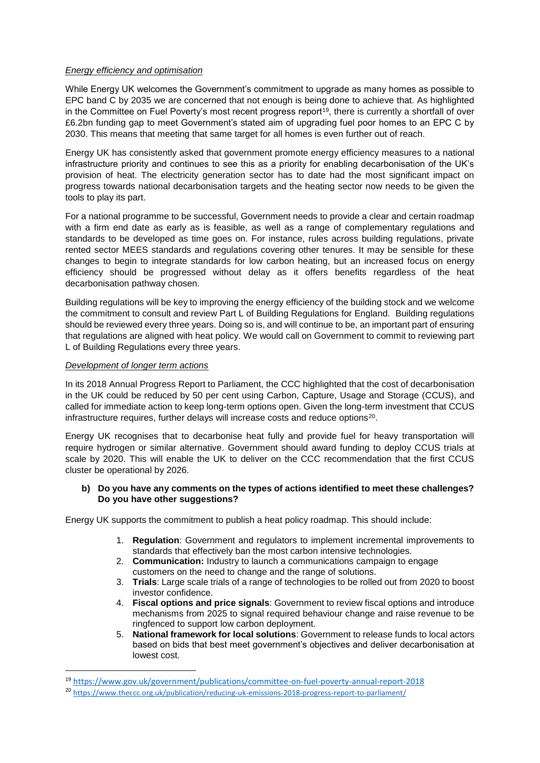*Energy efficiency and optimisation*

While Energy UK welcomes the Government's commitment to upgrade as many homes as possible to EPC band C by 2035 we are concerned that not enough is being done to achieve that. As highlighted in the Committee on Fuel Poverty's most recent progress report[19], there is currently a shortfall of over £6.2bn funding gap to meet Government's stated aim of upgrading fuel poor homes to an EPC C by 2030. This means that meeting that same target for all homes is even further out of reach.

Energy UK has consistently asked that government promote energy efficiency measures to a national infrastructure priority and continues to see this as a priority for enabling decarbonisation of the UK's provision of heat. The electricity generation sector has to date had the most significant impact on progress towards national decarbonisation targets and the heating sector now needs to be given the tools to play its part.

For a national programme to be successful, Government needs to provide a clear and certain roadmap with a firm end date as early as is feasible, as well as a range of complementary regulations and standards to be developed as time goes on. For instance, rules across building regulations, private rented sector MEES standards and regulations covering other tenures. It may be sensible for these changes to begin to integrate standards for low carbon heating, but an increased focus on energy efficiency should be progressed without delay as it offers benefits regardless of the heat decarbonisation pathway chosen.

Building regulations will be key to improving the energy efficiency of the building stock and we welcome the commitment to consult and review Part L of Building Regulations for England. Building regulations should be reviewed every three years. Doing so is, and will continue to be, an important part of ensuring that regulations are aligned with heat policy. We would call on Government to commit to reviewing part L of Building Regulations every three years.

*Development of longer term actions*

In its 2018 Annual Progress Report to Parliament, the CCC highlighted that the cost of decarbonisation in the UK could be reduced by 50 per cent using Carbon, Capture, Usage and Storage (CCUS), and called for immediate action to keep long-term options open. Given the long-term investment that CCUS infrastructure requires, further delays will increase costs and reduce options[20].

Energy UK recognises that to decarbonise heat fully and provide fuel for heavy transportation will require hydrogen or similar alternative. Government should award funding to deploy CCUS trials at scale by 2020. This will enable the UK to deliver on the CCC recommendation that the first CCUS cluster be operational by 2026.

**b) Do you have any comments on the types of actions identified to meet these challenges? Do you have other suggestions?**

Energy UK supports the commitment to publish a heat policy roadmap. This should include:

1. **Regulation**: Government and regulators to implement incremental improvements to standards that effectively ban the most carbon intensive technologies.
2. **Communication:** Industry to launch a communications campaign to engage customers on the need to change and the range of solutions.
3. **Trials**: Large scale trials of a range of technologies to be rolled out from 2020 to boost investor confidence.
4. **Fiscal options and price signals**: Government to review fiscal options and introduce mechanisms from 2025 to signal required behaviour change and raise revenue to be ringfenced to support low carbon deployment.
5. **National framework for local solutions**: Government to release funds to local actors based on bids that best meet government's objectives and deliver decarbonisation at lowest cost.

[19] https://www.gov.uk/government/publications/committee-on-fuel-poverty-annual-report-2018

[20] https://www.theccc.org.uk/publication/reducing-uk-emissions-2018-progress-report-to-parliament/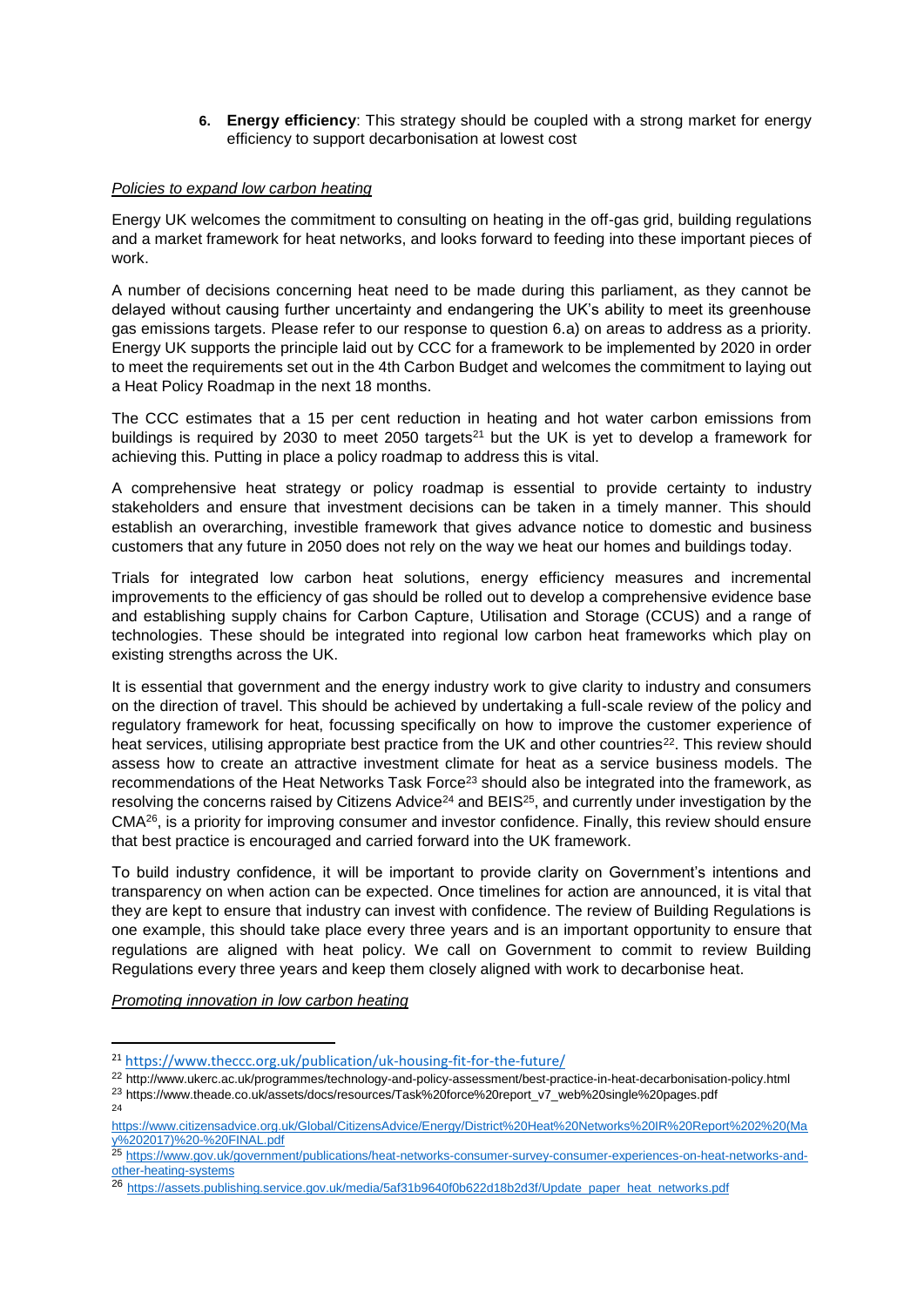6. **Energy efficiency**: This strategy should be coupled with a strong market for energy efficiency to support decarbonisation at lowest cost

*Policies to expand low carbon heating*

Energy UK welcomes the commitment to consulting on heating in the off-gas grid, building regulations and a market framework for heat networks, and looks forward to feeding into these important pieces of work.

A number of decisions concerning heat need to be made during this parliament, as they cannot be delayed without causing further uncertainty and endangering the UK's ability to meet its greenhouse gas emissions targets. Please refer to our response to question 6.a) on areas to address as a priority. Energy UK supports the principle laid out by CCC for a framework to be implemented by 2020 in order to meet the requirements set out in the 4th Carbon Budget and welcomes the commitment to laying out a Heat Policy Roadmap in the next 18 months.

The CCC estimates that a 15 per cent reduction in heating and hot water carbon emissions from buildings is required by 2030 to meet 2050 targets[21] but the UK is yet to develop a framework for achieving this. Putting in place a policy roadmap to address this is vital.

A comprehensive heat strategy or policy roadmap is essential to provide certainty to industry stakeholders and ensure that investment decisions can be taken in a timely manner. This should establish an overarching, investible framework that gives advance notice to domestic and business customers that any future in 2050 does not rely on the way we heat our homes and buildings today.

Trials for integrated low carbon heat solutions, energy efficiency measures and incremental improvements to the efficiency of gas should be rolled out to develop a comprehensive evidence base and establishing supply chains for Carbon Capture, Utilisation and Storage (CCUS) and a range of technologies. These should be integrated into regional low carbon heat frameworks which play on existing strengths across the UK.

It is essential that government and the energy industry work to give clarity to industry and consumers on the direction of travel. This should be achieved by undertaking a full-scale review of the policy and regulatory framework for heat, focussing specifically on how to improve the customer experience of heat services, utilising appropriate best practice from the UK and other countries[22]. This review should assess how to create an attractive investment climate for heat as a service business models. The recommendations of the Heat Networks Task Force[23] should also be integrated into the framework, as resolving the concerns raised by Citizens Advice[24] and BEIS[25], and currently under investigation by the CMA[26], is a priority for improving consumer and investor confidence. Finally, this review should ensure that best practice is encouraged and carried forward into the UK framework.

To build industry confidence, it will be important to provide clarity on Government's intentions and transparency on when action can be expected. Once timelines for action are announced, it is vital that they are kept to ensure that industry can invest with confidence. The review of Building Regulations is one example, this should take place every three years and is an important opportunity to ensure that regulations are aligned with heat policy. We call on Government to commit to review Building Regulations every three years and keep them closely aligned with work to decarbonise heat.

*Promoting innovation in low carbon heating*

---

[21] https://www.theccc.org.uk/publication/uk-housing-fit-for-the-future/

[22] http://www.ukerc.ac.uk/programmes/technology-and-policy-assessment/best-practice-in-heat-decarbonisation-policy.html

[23] https://www.theade.co.uk/assets/docs/resources/Task%20force%20report_v7_web%20single%20pages.pdf

[24] https://www.citizensadvice.org.uk/Global/CitizensAdvice/Energy/District%20Heat%20Networks%20IR%20Report%202%20(May%202017)%20-%20FINAL.pdf

[25] https://www.gov.uk/government/publications/heat-networks-consumer-survey-consumer-experiences-on-heat-networks-and-other-heating-systems

[26] https://assets.publishing.service.gov.uk/media/5af31b9640f0b622d18b2d3f/Update_paper_heat_networks.pdf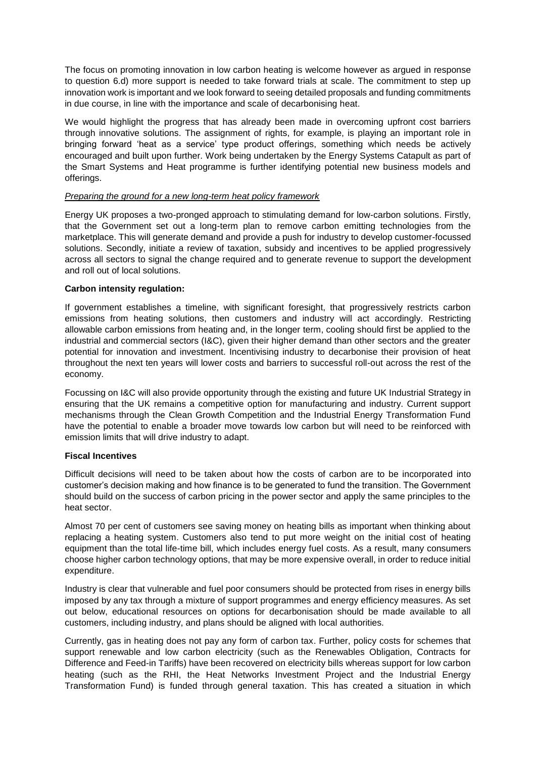The focus on promoting innovation in low carbon heating is welcome however as argued in response to question 6.d) more support is needed to take forward trials at scale. The commitment to step up innovation work is important and we look forward to seeing detailed proposals and funding commitments in due course, in line with the importance and scale of decarbonising heat.

We would highlight the progress that has already been made in overcoming upfront cost barriers through innovative solutions. The assignment of rights, for example, is playing an important role in bringing forward 'heat as a service' type product offerings, something which needs be actively encouraged and built upon further. Work being undertaken by the Energy Systems Catapult as part of the Smart Systems and Heat programme is further identifying potential new business models and offerings.

*Preparing the ground for a new long-term heat policy framework*

Energy UK proposes a two-pronged approach to stimulating demand for low-carbon solutions. Firstly, that the Government set out a long-term plan to remove carbon emitting technologies from the marketplace. This will generate demand and provide a push for industry to develop customer-focussed solutions. Secondly, initiate a review of taxation, subsidy and incentives to be applied progressively across all sectors to signal the change required and to generate revenue to support the development and roll out of local solutions.

**Carbon intensity regulation:**

If government establishes a timeline, with significant foresight, that progressively restricts carbon emissions from heating solutions, then customers and industry will act accordingly. Restricting allowable carbon emissions from heating and, in the longer term, cooling should first be applied to the industrial and commercial sectors (I&C), given their higher demand than other sectors and the greater potential for innovation and investment. Incentivising industry to decarbonise their provision of heat throughout the next ten years will lower costs and barriers to successful roll-out across the rest of the economy.

Focussing on I&C will also provide opportunity through the existing and future UK Industrial Strategy in ensuring that the UK remains a competitive option for manufacturing and industry. Current support mechanisms through the Clean Growth Competition and the Industrial Energy Transformation Fund have the potential to enable a broader move towards low carbon but will need to be reinforced with emission limits that will drive industry to adapt.

**Fiscal Incentives**

Difficult decisions will need to be taken about how the costs of carbon are to be incorporated into customer's decision making and how finance is to be generated to fund the transition. The Government should build on the success of carbon pricing in the power sector and apply the same principles to the heat sector.

Almost 70 per cent of customers see saving money on heating bills as important when thinking about replacing a heating system. Customers also tend to put more weight on the initial cost of heating equipment than the total life-time bill, which includes energy fuel costs. As a result, many consumers choose higher carbon technology options, that may be more expensive overall, in order to reduce initial expenditure.

Industry is clear that vulnerable and fuel poor consumers should be protected from rises in energy bills imposed by any tax through a mixture of support programmes and energy efficiency measures. As set out below, educational resources on options for decarbonisation should be made available to all customers, including industry, and plans should be aligned with local authorities.

Currently, gas in heating does not pay any form of carbon tax. Further, policy costs for schemes that support renewable and low carbon electricity (such as the Renewables Obligation, Contracts for Difference and Feed-in Tariffs) have been recovered on electricity bills whereas support for low carbon heating (such as the RHI, the Heat Networks Investment Project and the Industrial Energy Transformation Fund) is funded through general taxation. This has created a situation in which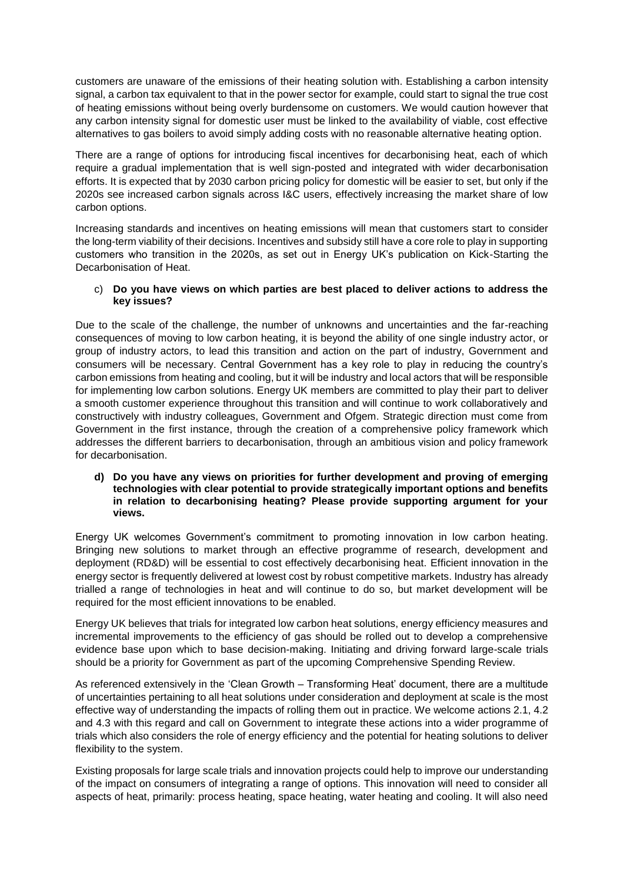customers are unaware of the emissions of their heating solution with. Establishing a carbon intensity signal, a carbon tax equivalent to that in the power sector for example, could start to signal the true cost of heating emissions without being overly burdensome on customers. We would caution however that any carbon intensity signal for domestic user must be linked to the availability of viable, cost effective alternatives to gas boilers to avoid simply adding costs with no reasonable alternative heating option.

There are a range of options for introducing fiscal incentives for decarbonising heat, each of which require a gradual implementation that is well sign-posted and integrated with wider decarbonisation efforts. It is expected that by 2030 carbon pricing policy for domestic will be easier to set, but only if the 2020s see increased carbon signals across I&C users, effectively increasing the market share of low carbon options.

Increasing standards and incentives on heating emissions will mean that customers start to consider the long-term viability of their decisions. Incentives and subsidy still have a core role to play in supporting customers who transition in the 2020s, as set out in Energy UK's publication on Kick-Starting the Decarbonisation of Heat.

c) **Do you have views on which parties are best placed to deliver actions to address the key issues?**

Due to the scale of the challenge, the number of unknowns and uncertainties and the far-reaching consequences of moving to low carbon heating, it is beyond the ability of one single industry actor, or group of industry actors, to lead this transition and action on the part of industry, Government and consumers will be necessary. Central Government has a key role to play in reducing the country's carbon emissions from heating and cooling, but it will be industry and local actors that will be responsible for implementing low carbon solutions. Energy UK members are committed to play their part to deliver a smooth customer experience throughout this transition and will continue to work collaboratively and constructively with industry colleagues, Government and Ofgem. Strategic direction must come from Government in the first instance, through the creation of a comprehensive policy framework which addresses the different barriers to decarbonisation, through an ambitious vision and policy framework for decarbonisation.

**d) Do you have any views on priorities for further development and proving of emerging technologies with clear potential to provide strategically important options and benefits in relation to decarbonising heating? Please provide supporting argument for your views.**

Energy UK welcomes Government's commitment to promoting innovation in low carbon heating. Bringing new solutions to market through an effective programme of research, development and deployment (RD&D) will be essential to cost effectively decarbonising heat. Efficient innovation in the energy sector is frequently delivered at lowest cost by robust competitive markets. Industry has already trialled a range of technologies in heat and will continue to do so, but market development will be required for the most efficient innovations to be enabled.

Energy UK believes that trials for integrated low carbon heat solutions, energy efficiency measures and incremental improvements to the efficiency of gas should be rolled out to develop a comprehensive evidence base upon which to base decision-making. Initiating and driving forward large-scale trials should be a priority for Government as part of the upcoming Comprehensive Spending Review.

As referenced extensively in the 'Clean Growth – Transforming Heat' document, there are a multitude of uncertainties pertaining to all heat solutions under consideration and deployment at scale is the most effective way of understanding the impacts of rolling them out in practice. We welcome actions 2.1, 4.2 and 4.3 with this regard and call on Government to integrate these actions into a wider programme of trials which also considers the role of energy efficiency and the potential for heating solutions to deliver flexibility to the system.

Existing proposals for large scale trials and innovation projects could help to improve our understanding of the impact on consumers of integrating a range of options. This innovation will need to consider all aspects of heat, primarily: process heating, space heating, water heating and cooling. It will also need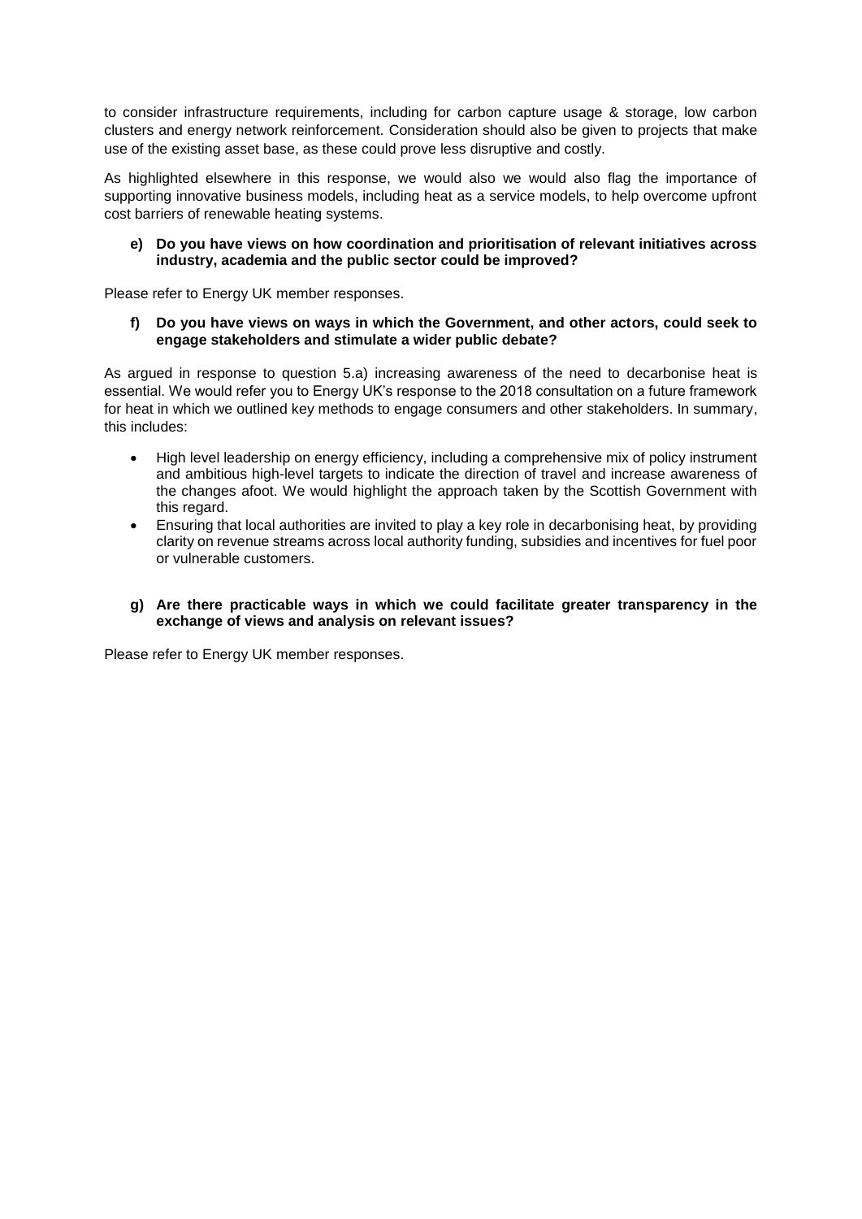to consider infrastructure requirements, including for carbon capture usage & storage, low carbon clusters and energy network reinforcement. Consideration should also be given to projects that make use of the existing asset base, as these could prove less disruptive and costly.

As highlighted elsewhere in this response, we would also we would also flag the importance of supporting innovative business models, including heat as a service models, to help overcome upfront cost barriers of renewable heating systems.

**e) Do you have views on how coordination and prioritisation of relevant initiatives across industry, academia and the public sector could be improved?**

Please refer to Energy UK member responses.

**f) Do you have views on ways in which the Government, and other actors, could seek to engage stakeholders and stimulate a wider public debate?**

As argued in response to question 5.a) increasing awareness of the need to decarbonise heat is essential. We would refer you to Energy UK's response to the 2018 consultation on a future framework for heat in which we outlined key methods to engage consumers and other stakeholders. In summary, this includes:

- High level leadership on energy efficiency, including a comprehensive mix of policy instrument and ambitious high-level targets to indicate the direction of travel and increase awareness of the changes afoot. We would highlight the approach taken by the Scottish Government with this regard.
- Ensuring that local authorities are invited to play a key role in decarbonising heat, by providing clarity on revenue streams across local authority funding, subsidies and incentives for fuel poor or vulnerable customers.

**g) Are there practicable ways in which we could facilitate greater transparency in the exchange of views and analysis on relevant issues?**

Please refer to Energy UK member responses.